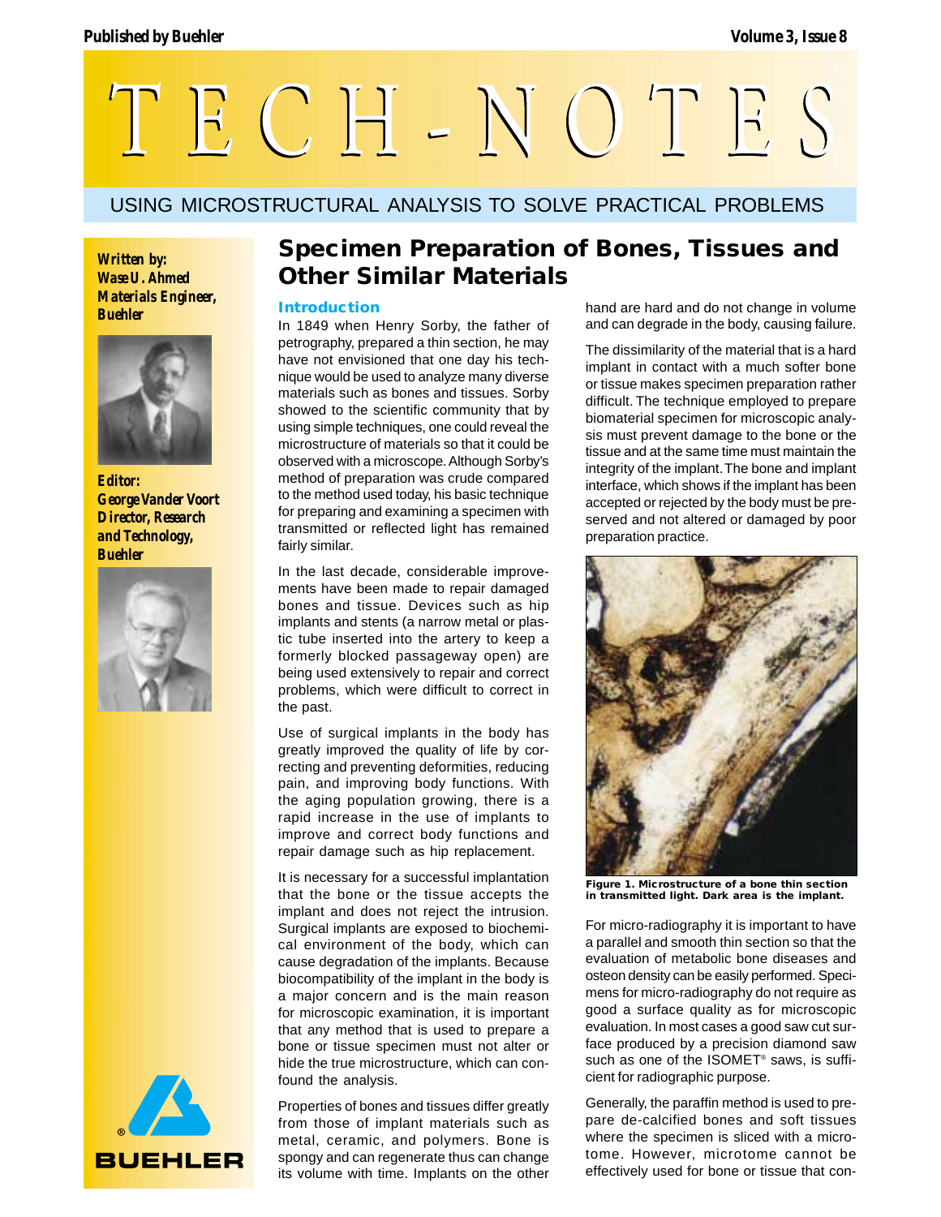# TECH-NOTES

USING MICROSTRUCTURAL ANALYSIS TO SOLVE PRACTICAL PROBLEMS

***Written by:***
***Wase U. Ahmed***
***Materials Engineer, Buehler***

***Editor:***
***George Vander Voort***
***Director, Research and Technology, Buehler***

## Specimen Preparation of Bones, Tissues and Other Similar Materials

### Introduction

In 1849 when Henry Sorby, the father of petrography, prepared a thin section, he may have not envisioned that one day his technique would be used to analyze many diverse materials such as bones and tissues. Sorby showed to the scientific community that by using simple techniques, one could reveal the microstructure of materials so that it could be observed with a microscope. Although Sorby's method of preparation was crude compared to the method used today, his basic technique for preparing and examining a specimen with transmitted or reflected light has remained fairly similar.

In the last decade, considerable improvements have been made to repair damaged bones and tissue. Devices such as hip implants and stents (a narrow metal or plastic tube inserted into the artery to keep a formerly blocked passageway open) are being used extensively to repair and correct problems, which were difficult to correct in the past.

Use of surgical implants in the body has greatly improved the quality of life by correcting and preventing deformities, reducing pain, and improving body functions. With the aging population growing, there is a rapid increase in the use of implants to improve and correct body functions and repair damage such as hip replacement.

It is necessary for a successful implantation that the bone or the tissue accepts the implant and does not reject the intrusion. Surgical implants are exposed to biochemical environment of the body, which can cause degradation of the implants. Because biocompatibility of the implant in the body is a major concern and is the main reason for microscopic examination, it is important that any method that is used to prepare a bone or tissue specimen must not alter or hide the true microstructure, which can confound the analysis.

Properties of bones and tissues differ greatly from those of implant materials such as metal, ceramic, and polymers. Bone is spongy and can regenerate thus can change its volume with time. Implants on the other hand are hard and do not change in volume and can degrade in the body, causing failure.

The dissimilarity of the material that is a hard implant in contact with a much softer bone or tissue makes specimen preparation rather difficult. The technique employed to prepare biomaterial specimen for microscopic analysis must prevent damage to the bone or the tissue and at the same time must maintain the integrity of the implant. The bone and implant interface, which shows if the implant has been accepted or rejected by the body must be preserved and not altered or damaged by poor preparation practice.

**Figure 1. Microstructure of a bone thin section in transmitted light. Dark area is the implant.**

For micro-radiography it is important to have a parallel and smooth thin section so that the evaluation of metabolic bone diseases and osteon density can be easily performed. Specimens for micro-radiography do not require as good a surface quality as for microscopic evaluation. In most cases a good saw cut surface produced by a precision diamond saw such as one of the ISOMET® saws, is sufficient for radiographic purpose.

Generally, the paraffin method is used to prepare de-calcified bones and soft tissues where the specimen is sliced with a microtome. However, microtome cannot be effectively used for bone or tissue that con-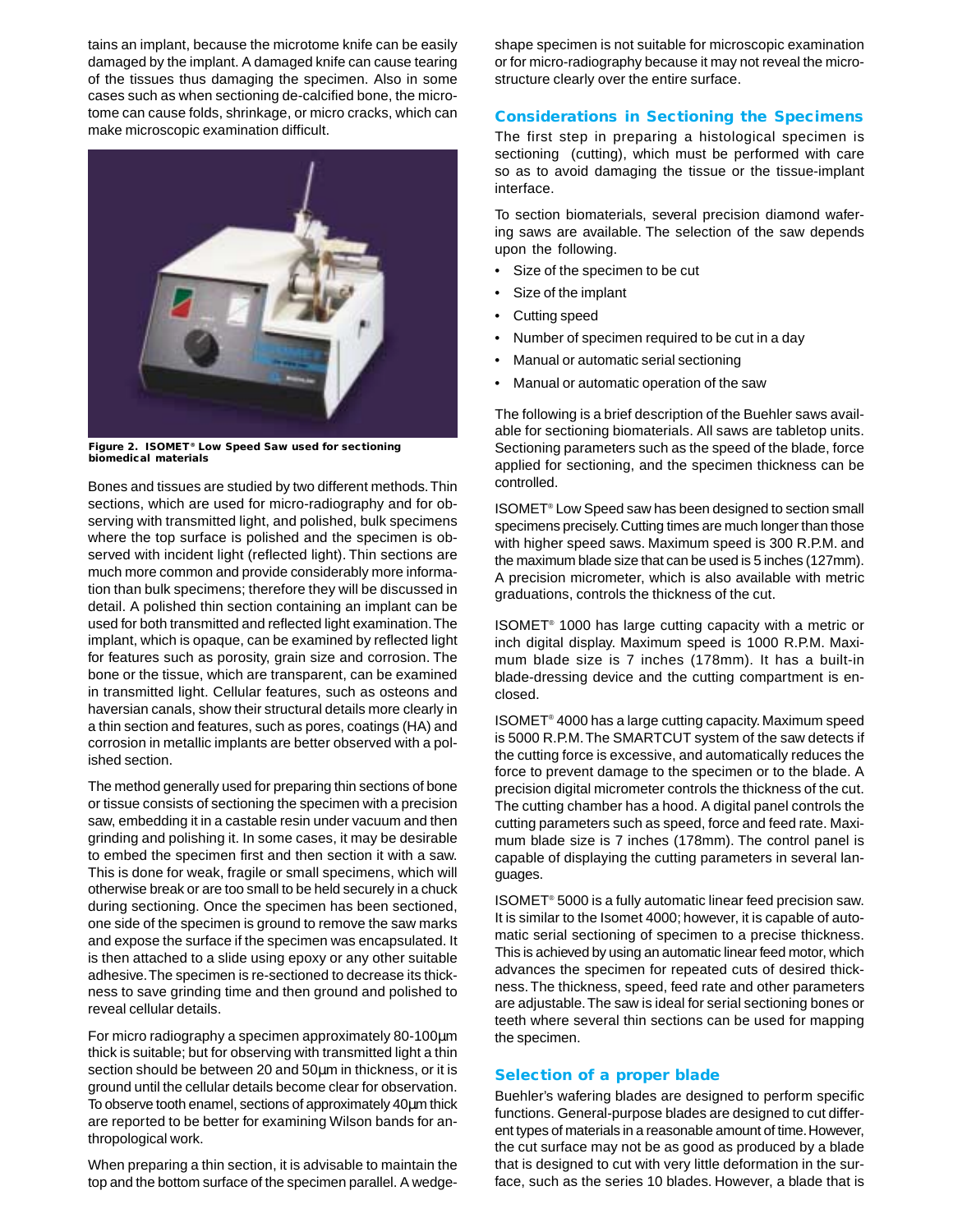tains an implant, because the microtome knife can be easily damaged by the implant. A damaged knife can cause tearing of the tissues thus damaging the specimen. Also in some cases such as when sectioning de-calcified bone, the microtome can cause folds, shrinkage, or micro cracks, which can make microscopic examination difficult.

**Figure 2. ISOMET® Low Speed Saw used for sectioning biomedical materials**

Bones and tissues are studied by two different methods. Thin sections, which are used for micro-radiography and for observing with transmitted light, and polished, bulk specimens where the top surface is polished and the specimen is observed with incident light (reflected light). Thin sections are much more common and provide considerably more information than bulk specimens; therefore they will be discussed in detail. A polished thin section containing an implant can be used for both transmitted and reflected light examination. The implant, which is opaque, can be examined by reflected light for features such as porosity, grain size and corrosion. The bone or the tissue, which are transparent, can be examined in transmitted light. Cellular features, such as osteons and haversian canals, show their structural details more clearly in a thin section and features, such as pores, coatings (HA) and corrosion in metallic implants are better observed with a polished section.

The method generally used for preparing thin sections of bone or tissue consists of sectioning the specimen with a precision saw, embedding it in a castable resin under vacuum and then grinding and polishing it. In some cases, it may be desirable to embed the specimen first and then section it with a saw. This is done for weak, fragile or small specimens, which will otherwise break or are too small to be held securely in a chuck during sectioning. Once the specimen has been sectioned, one side of the specimen is ground to remove the saw marks and expose the surface if the specimen was encapsulated. It is then attached to a slide using epoxy or any other suitable adhesive. The specimen is re-sectioned to decrease its thickness to save grinding time and then ground and polished to reveal cellular details.

For micro radiography a specimen approximately 80-100µm thick is suitable; but for observing with transmitted light a thin section should be between 20 and 50µm in thickness, or it is ground until the cellular details become clear for observation. To observe tooth enamel, sections of approximately 40µm thick are reported to be better for examining Wilson bands for anthropological work.

When preparing a thin section, it is advisable to maintain the top and the bottom surface of the specimen parallel. A wedge-shape specimen is not suitable for microscopic examination or for micro-radiography because it may not reveal the microstructure clearly over the entire surface.

## Considerations in Sectioning the Specimens

The first step in preparing a histological specimen is sectioning (cutting), which must be performed with care so as to avoid damaging the tissue or the tissue-implant interface.

To section biomaterials, several precision diamond wafering saws are available. The selection of the saw depends upon the following.

- Size of the specimen to be cut
- Size of the implant
- Cutting speed
- Number of specimen required to be cut in a day
- Manual or automatic serial sectioning
- Manual or automatic operation of the saw

The following is a brief description of the Buehler saws available for sectioning biomaterials. All saws are tabletop units. Sectioning parameters such as the speed of the blade, force applied for sectioning, and the specimen thickness can be controlled.

ISOMET® Low Speed saw has been designed to section small specimens precisely. Cutting times are much longer than those with higher speed saws. Maximum speed is 300 R.P.M. and the maximum blade size that can be used is 5 inches (127mm). A precision micrometer, which is also available with metric graduations, controls the thickness of the cut.

ISOMET® 1000 has large cutting capacity with a metric or inch digital display. Maximum speed is 1000 R.P.M. Maximum blade size is 7 inches (178mm). It has a built-in blade-dressing device and the cutting compartment is enclosed.

ISOMET® 4000 has a large cutting capacity. Maximum speed is 5000 R.P.M. The SMARTCUT system of the saw detects if the cutting force is excessive, and automatically reduces the force to prevent damage to the specimen or to the blade. A precision digital micrometer controls the thickness of the cut. The cutting chamber has a hood. A digital panel controls the cutting parameters such as speed, force and feed rate. Maximum blade size is 7 inches (178mm). The control panel is capable of displaying the cutting parameters in several languages.

ISOMET® 5000 is a fully automatic linear feed precision saw. It is similar to the Isomet 4000; however, it is capable of automatic serial sectioning of specimen to a precise thickness. This is achieved by using an automatic linear feed motor, which advances the specimen for repeated cuts of desired thickness. The thickness, speed, feed rate and other parameters are adjustable. The saw is ideal for serial sectioning bones or teeth where several thin sections can be used for mapping the specimen.

## Selection of a proper blade

Buehler's wafering blades are designed to perform specific functions. General-purpose blades are designed to cut different types of materials in a reasonable amount of time. However, the cut surface may not be as good as produced by a blade that is designed to cut with very little deformation in the surface, such as the series 10 blades. However, a blade that is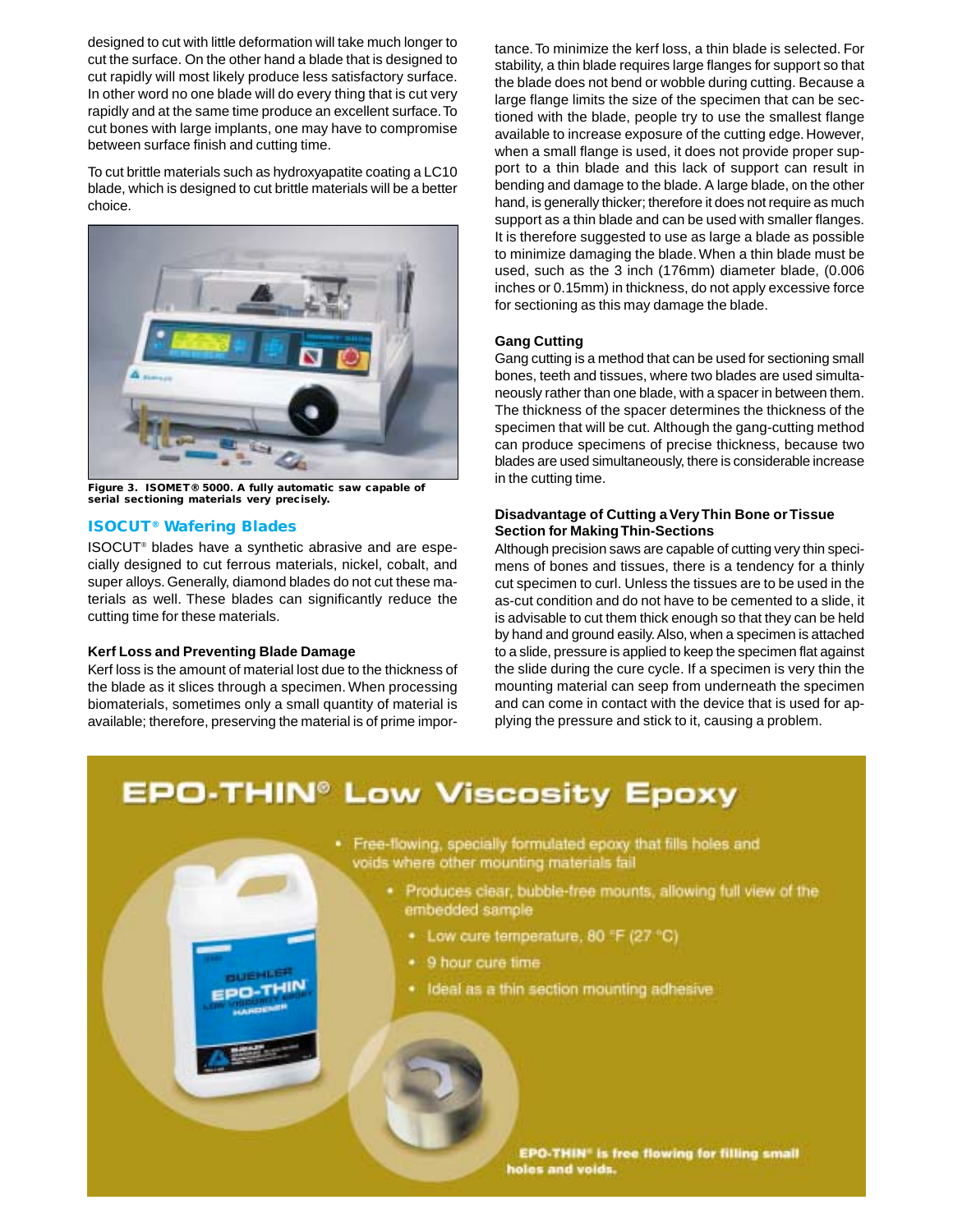designed to cut with little deformation will take much longer to cut the surface. On the other hand a blade that is designed to cut rapidly will most likely produce less satisfactory surface. In other word no one blade will do every thing that is cut very rapidly and at the same time produce an excellent surface. To cut bones with large implants, one may have to compromise between surface finish and cutting time.

To cut brittle materials such as hydroxyapatite coating a LC10 blade, which is designed to cut brittle materials will be a better choice.

**Figure 3. ISOMET® 5000. A fully automatic saw capable of serial sectioning materials very precisely.**

## ISOCUT® Wafering Blades

ISOCUT® blades have a synthetic abrasive and are especially designed to cut ferrous materials, nickel, cobalt, and super alloys. Generally, diamond blades do not cut these materials as well. These blades can significantly reduce the cutting time for these materials.

### Kerf Loss and Preventing Blade Damage

Kerf loss is the amount of material lost due to the thickness of the blade as it slices through a specimen. When processing biomaterials, sometimes only a small quantity of material is available; therefore, preserving the material is of prime importance. To minimize the kerf loss, a thin blade is selected. For stability, a thin blade requires large flanges for support so that the blade does not bend or wobble during cutting. Because a large flange limits the size of the specimen that can be sectioned with the blade, people try to use the smallest flange available to increase exposure of the cutting edge. However, when a small flange is used, it does not provide proper support to a thin blade and this lack of support can result in bending and damage to the blade. A large blade, on the other hand, is generally thicker; therefore it does not require as much support as a thin blade and can be used with smaller flanges. It is therefore suggested to use as large a blade as possible to minimize damaging the blade. When a thin blade must be used, such as the 3 inch (176mm) diameter blade, (0.006 inches or 0.15mm) in thickness, do not apply excessive force for sectioning as this may damage the blade.

### Gang Cutting

Gang cutting is a method that can be used for sectioning small bones, teeth and tissues, where two blades are used simultaneously rather than one blade, with a spacer in between them. The thickness of the spacer determines the thickness of the specimen that will be cut. Although the gang-cutting method can produce specimens of precise thickness, because two blades are used simultaneously, there is considerable increase in the cutting time.

### Disadvantage of Cutting a Very Thin Bone or Tissue Section for Making Thin-Sections

Although precision saws are capable of cutting very thin specimens of bones and tissues, there is a tendency for a thinly cut specimen to curl. Unless the tissues are to be used in the as-cut condition and do not have to be cemented to a slide, it is advisable to cut them thick enough so that they can be held by hand and ground easily. Also, when a specimen is attached to a slide, pressure is applied to keep the specimen flat against the slide during the cure cycle. If a specimen is very thin the mounting material can seep from underneath the specimen and can come in contact with the device that is used for applying the pressure and stick to it, causing a problem.

## EPO-THIN® Low Viscosity Epoxy

- Free-flowing, specially formulated epoxy that fills holes and voids where other mounting materials fail
- Produces clear, bubble-free mounts, allowing full view of the embedded sample
- Low cure temperature, 80 °F (27 °C)
- 9 hour cure time
- Ideal as a thin section mounting adhesive

**EPO-THIN® is free flowing for filling small holes and voids.**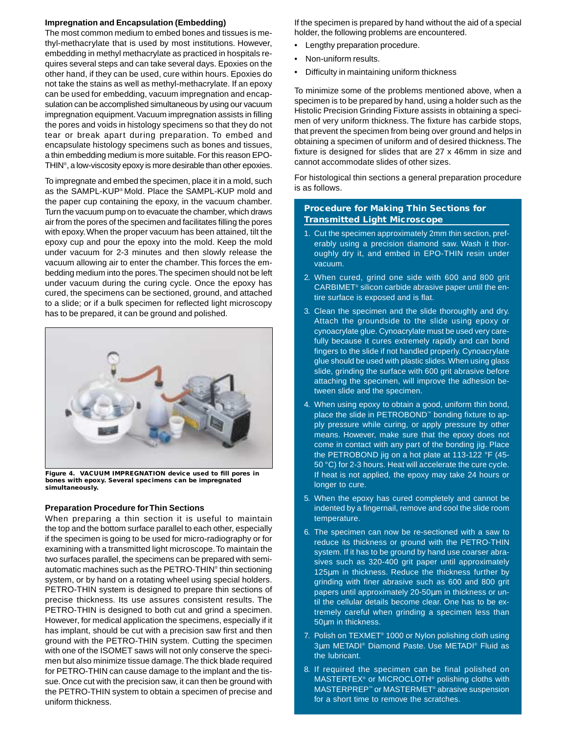### Impregnation and Encapsulation (Embedding)

The most common medium to embed bones and tissues is methyl-methacrylate that is used by most institutions. However, embedding in methyl methacrylate as practiced in hospitals requires several steps and can take several days. Epoxies on the other hand, if they can be used, cure within hours. Epoxies do not take the stains as well as methyl-methacrylate. If an epoxy can be used for embedding, vacuum impregnation and encapsulation can be accomplished simultaneous by using our vacuum impregnation equipment. Vacuum impregnation assists in filling the pores and voids in histology specimens so that they do not tear or break apart during preparation. To embed and encapsulate histology specimens such as bones and tissues, a thin embedding medium is more suitable. For this reason EPO-THIN®, a low-viscosity epoxy is more desirable than other epoxies.

To impregnate and embed the specimen, place it in a mold, such as the SAMPL-KUP® Mold. Place the SAMPL-KUP mold and the paper cup containing the epoxy, in the vacuum chamber. Turn the vacuum pump on to evacuate the chamber, which draws air from the pores of the specimen and facilitates filling the pores with epoxy. When the proper vacuum has been attained, tilt the epoxy cup and pour the epoxy into the mold. Keep the mold under vacuum for 2-3 minutes and then slowly release the vacuum allowing air to enter the chamber. This forces the embedding medium into the pores. The specimen should not be left under vacuum during the curing cycle. Once the epoxy has cured, the specimens can be sectioned, ground, and attached to a slide; or if a bulk specimen for reflected light microscopy has to be prepared, it can be ground and polished.

**Figure 4. VACUUM IMPREGNATION device used to fill pores in bones with epoxy. Several specimens can be impregnated simultaneously.**

### Preparation Procedure for Thin Sections

When preparing a thin section it is useful to maintain the top and the bottom surface parallel to each other, especially if the specimen is going to be used for micro-radiography or for examining with a transmitted light microscope. To maintain the two surfaces parallel, the specimens can be prepared with semi-automatic machines such as the PETRO-THIN® thin sectioning system, or by hand on a rotating wheel using special holders. PETRO-THIN system is designed to prepare thin sections of precise thickness. Its use assures consistent results. The PETRO-THIN is designed to both cut and grind a specimen. However, for medical application the specimens, especially if it has implant, should be cut with a precision saw first and then ground with the PETRO-THIN system. Cutting the specimen with one of the ISOMET saws will not only conserve the specimen but also minimize tissue damage. The thick blade required for PETRO-THIN can cause damage to the implant and the tissue. Once cut with the precision saw, it can then be ground with the PETRO-THIN system to obtain a specimen of precise and uniform thickness.

If the specimen is prepared by hand without the aid of a special holder, the following problems are encountered.

- Lengthy preparation procedure.
- Non-uniform results.
- Difficulty in maintaining uniform thickness

To minimize some of the problems mentioned above, when a specimen is to be prepared by hand, using a holder such as the Histolic Precision Grinding Fixture assists in obtaining a specimen of very uniform thickness. The fixture has carbide stops, that prevent the specimen from being over ground and helps in obtaining a specimen of uniform and of desired thickness. The fixture is designed for slides that are 27 x 46mm in size and cannot accommodate slides of other sizes.

For histological thin sections a general preparation procedure is as follows.

#### Procedure for Making Thin Sections for Transmitted Light Microscope

1. Cut the specimen approximately 2mm thin section, preferably using a precision diamond saw. Wash it thoroughly dry it, and embed in EPO-THIN resin under vacuum.
2. When cured, grind one side with 600 and 800 grit CARBIMET® silicon carbide abrasive paper until the entire surface is exposed and is flat.
3. Clean the specimen and the slide thoroughly and dry. Attach the groundside to the slide using epoxy or cynoacrylate glue. Cynoacrylate must be used very carefully because it cures extremely rapidly and can bond fingers to the slide if not handled properly. Cynoacrylate glue should be used with plastic slides. When using glass slide, grinding the surface with 600 grit abrasive before attaching the specimen, will improve the adhesion between slide and the specimen.
4. When using epoxy to obtain a good, uniform thin bond, place the slide in PETROBOND™ bonding fixture to apply pressure while curing, or apply pressure by other means. However, make sure that the epoxy does not come in contact with any part of the bonding jig. Place the PETROBOND jig on a hot plate at 113-122 °F (45-50 °C) for 2-3 hours. Heat will accelerate the cure cycle. If heat is not applied, the epoxy may take 24 hours or longer to cure.
5. When the epoxy has cured completely and cannot be indented by a fingernail, remove and cool the slide room temperature.
6. The specimen can now be re-sectioned with a saw to reduce its thickness or ground with the PETRO-THIN system. If it has to be ground by hand use coarser abrasives such as 320-400 grit paper until approximately 125µm in thickness. Reduce the thickness further by grinding with finer abrasive such as 600 and 800 grit papers until approximately 20-50µm in thickness or until the cellular details become clear. One has to be extremely careful when grinding a specimen less than 50µm in thickness.
7. Polish on TEXMET® 1000 or Nylon polishing cloth using 3µm METADI® Diamond Paste. Use METADI® Fluid as the lubricant.
8. If required the specimen can be final polished on MASTERTEX® or MICROCLOTH® polishing cloths with MASTERPREP™ or MASTERMET® abrasive suspension for a short time to remove the scratches.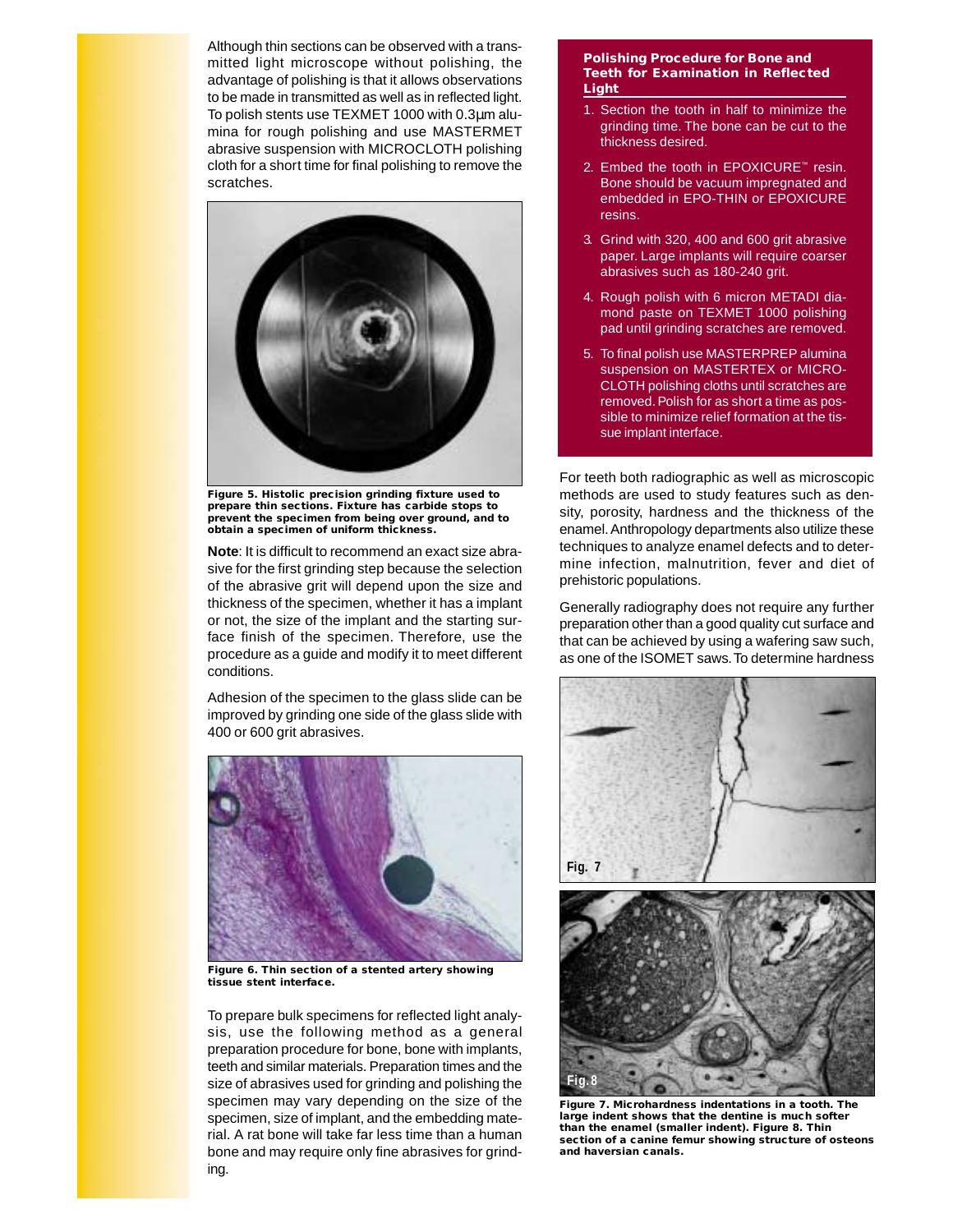Although thin sections can be observed with a transmitted light microscope without polishing, the advantage of polishing is that it allows observations to be made in transmitted as well as in reflected light. To polish stents use TEXMET 1000 with 0.3µm alumina for rough polishing and use MASTERMET abrasive suspension with MICROCLOTH polishing cloth for a short time for final polishing to remove the scratches.

**Figure 5. Histolic precision grinding fixture used to prepare thin sections. Fixture has carbide stops to prevent the specimen from being over ground, and to obtain a specimen of uniform thickness.**

**Note**: It is difficult to recommend an exact size abrasive for the first grinding step because the selection of the abrasive grit will depend upon the size and thickness of the specimen, whether it has a implant or not, the size of the implant and the starting surface finish of the specimen. Therefore, use the procedure as a guide and modify it to meet different conditions.

Adhesion of the specimen to the glass slide can be improved by grinding one side of the glass slide with 400 or 600 grit abrasives.

**Figure 6. Thin section of a stented artery showing tissue stent interface.**

To prepare bulk specimens for reflected light analysis, use the following method as a general preparation procedure for bone, bone with implants, teeth and similar materials. Preparation times and the size of abrasives used for grinding and polishing the specimen may vary depending on the size of the specimen, size of implant, and the embedding material. A rat bone will take far less time than a human bone and may require only fine abrasives for grinding.

### Polishing Procedure for Bone and Teeth for Examination in Reflected Light

1. Section the tooth in half to minimize the grinding time. The bone can be cut to the thickness desired.
2. Embed the tooth in EPOXICURE™ resin. Bone should be vacuum impregnated and embedded in EPO-THIN or EPOXICURE resins.
3. Grind with 320, 400 and 600 grit abrasive paper. Large implants will require coarser abrasives such as 180-240 grit.
4. Rough polish with 6 micron METADI diamond paste on TEXMET 1000 polishing pad until grinding scratches are removed.
5. To final polish use MASTERPREP alumina suspension on MASTERTEX or MICROCLOTH polishing cloths until scratches are removed. Polish for as short a time as possible to minimize relief formation at the tissue implant interface.

For teeth both radiographic as well as microscopic methods are used to study features such as density, porosity, hardness and the thickness of the enamel. Anthropology departments also utilize these techniques to analyze enamel defects and to determine infection, malnutrition, fever and diet of prehistoric populations.

Generally radiography does not require any further preparation other than a good quality cut surface and that can be achieved by using a wafering saw such, as one of the ISOMET saws. To determine hardness

Fig. 7

Fig. 8

**Figure 7. Microhardness indentations in a tooth. The large indent shows that the dentine is much softer than the enamel (smaller indent). Figure 8. Thin section of a canine femur showing structure of osteons and haversian canals.**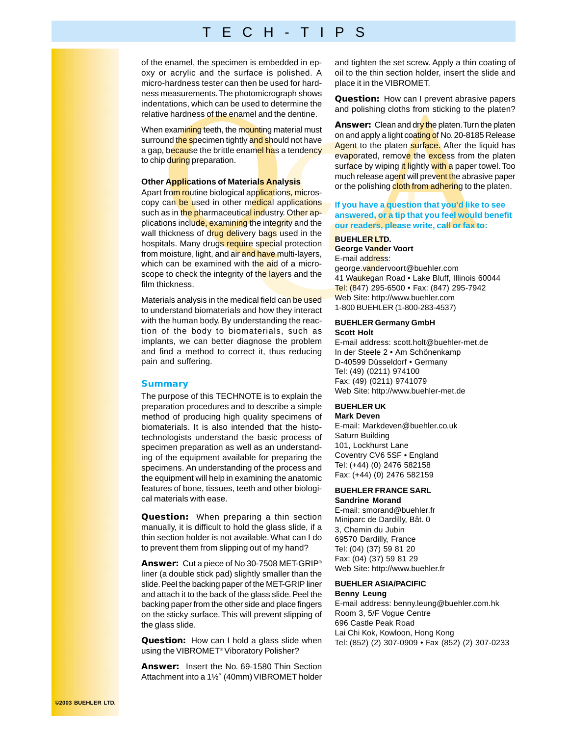of the enamel, the specimen is embedded in epoxy or acrylic and the surface is polished. A micro-hardness tester can then be used for hardness measurements. The photomicrograph shows indentations, which can be used to determine the relative hardness of the enamel and the dentine.

When examining teeth, the mounting material must surround the specimen tightly and should not have a gap, because the brittle enamel has a tendency to chip during preparation.

**Other Applications of Materials Analysis**

Apart from routine biological applications, microscopy can be used in other medical applications such as in the pharmaceutical industry. Other applications include, examining the integrity and the wall thickness of drug delivery bags used in the hospitals. Many drugs require special protection from moisture, light, and air and have multi-layers, which can be examined with the aid of a microscope to check the integrity of the layers and the film thickness.

Materials analysis in the medical field can be used to understand biomaterials and how they interact with the human body. By understanding the reaction of the body to biomaterials, such as implants, we can better diagnose the problem and find a method to correct it, thus reducing pain and suffering.

## Summary

The purpose of this TECHNOTE is to explain the preparation procedures and to describe a simple method of producing high quality specimens of biomaterials. It is also intended that the histotechnologists understand the basic process of specimen preparation as well as an understanding of the equipment available for preparing the specimens. An understanding of the process and the equipment will help in examining the anatomic features of bone, tissues, teeth and other biological materials with ease.

**Question:** When preparing a thin section manually, it is difficult to hold the glass slide, if a thin section holder is not available. What can I do to prevent them from slipping out of my hand?

**Answer:** Cut a piece of No 30-7508 MET-GRIP® liner (a double stick pad) slightly smaller than the slide. Peel the backing paper of the MET-GRIP liner and attach it to the back of the glass slide. Peel the backing paper from the other side and place fingers on the sticky surface. This will prevent slipping of the glass slide.

**Question:** How can I hold a glass slide when using the VIBROMET® Viboratory Polisher?

**Answer:** Insert the No. 69-1580 Thin Section Attachment into a 1½″ (40mm) VIBROMET holder and tighten the set screw. Apply a thin coating of oil to the thin section holder, insert the slide and place it in the VIBROMET.

**Question:** How can I prevent abrasive papers and polishing cloths from sticking to the platen?

**Answer:** Clean and dry the platen. Turn the platen on and apply a light coating of No. 20-8185 Release Agent to the platen surface. After the liquid has evaporated, remove the excess from the platen surface by wiping it lightly with a paper towel. Too much release agent will prevent the abrasive paper or the polishing cloth from adhering to the platen.

**If you have a question that you'd like to see answered, or a tip that you feel would benefit our readers, please write, call or fax to:**

**BUEHLER LTD.**
**George Vander Voort**
E-mail address:
george.vandervoort@buehler.com
41 Waukegan Road • Lake Bluff, Illinois 60044
Tel: (847) 295-6500 • Fax: (847) 295-7942
Web Site: http://www.buehler.com
1-800 BUEHLER (1-800-283-4537)

**BUEHLER Germany GmbH**
**Scott Holt**
E-mail address: scott.holt@buehler-met.de
In der Steele 2 • Am Schönenkamp
D-40599 Düsseldorf • Germany
Tel: (49) (0211) 974100
Fax: (49) (0211) 9741079
Web Site: http://www.buehler-met.de

**BUEHLER UK**
**Mark Deven**
E-mail: Markdeven@buehler.co.uk
Saturn Building
101, Lockhurst Lane
Coventry CV6 5SF • England
Tel: (+44) (0) 2476 582158
Fax: (+44) (0) 2476 582159

**BUEHLER FRANCE SARL**
**Sandrine Morand**
E-mail: smorand@buehler.fr
Miniparc de Dardilly, Bât. 0
3, Chemin du Jubin
69570 Dardilly, France
Tel: (04) (37) 59 81 20
Fax: (04) (37) 59 81 29
Web Site: http://www.buehler.fr

**BUEHLER ASIA/PACIFIC**
**Benny Leung**
E-mail address: benny.leung@buehler.com.hk
Room 3, 5/F Vogue Centre
696 Castle Peak Road
Lai Chi Kok, Kowloon, Hong Kong
Tel: (852) (2) 307-0909 • Fax (852) (2) 307-0233

©2003 BUEHLER LTD.